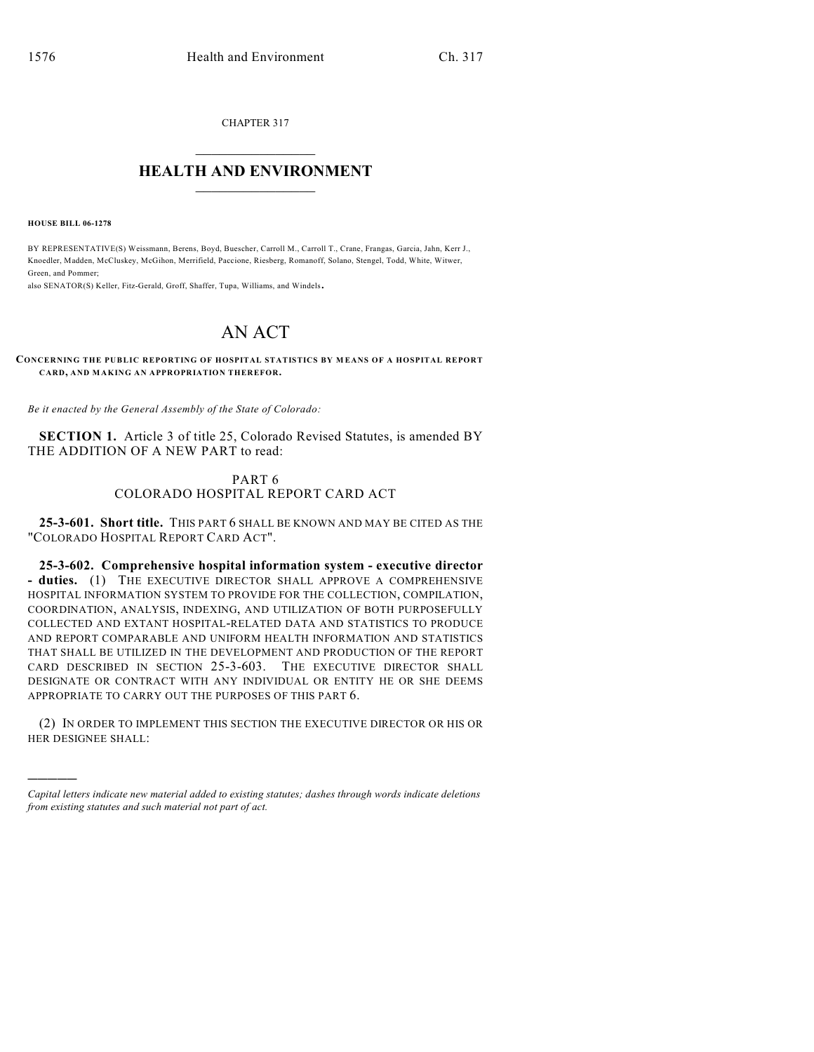CHAPTER 317

# HEALTH AND ENVIRONMENT

**HOUSE BILL 06-1278**

BY REPRESENTATIVE(S) Weissmann, Berens, Boyd, Buescher, Carroll M., Carroll T., Crane, Frangas, Garcia, Jahn, Kerr J., Knoedler, Madden, McCluskey, McGihon, Merrifield, Paccione, Riesberg, Romanoff, Solano, Stengel, Todd, White, Witwer, Green, and Pommer;
also SENATOR(S) Keller, Fitz-Gerald, Groff, Shaffer, Tupa, Williams, and Windels.

# AN ACT

**CONCERNING THE PUBLIC REPORTING OF HOSPITAL STATISTICS BY MEANS OF A HOSPITAL REPORT CARD, AND MAKING AN APPROPRIATION THEREFOR.**

*Be it enacted by the General Assembly of the State of Colorado:*

**SECTION 1.** Article 3 of title 25, Colorado Revised Statutes, is amended BY THE ADDITION OF A NEW PART to read:

PART 6
COLORADO HOSPITAL REPORT CARD ACT

**25-3-601. Short title.** THIS PART 6 SHALL BE KNOWN AND MAY BE CITED AS THE "COLORADO HOSPITAL REPORT CARD ACT".

**25-3-602. Comprehensive hospital information system - executive director - duties.** (1) THE EXECUTIVE DIRECTOR SHALL APPROVE A COMPREHENSIVE HOSPITAL INFORMATION SYSTEM TO PROVIDE FOR THE COLLECTION, COMPILATION, COORDINATION, ANALYSIS, INDEXING, AND UTILIZATION OF BOTH PURPOSEFULLY COLLECTED AND EXTANT HOSPITAL-RELATED DATA AND STATISTICS TO PRODUCE AND REPORT COMPARABLE AND UNIFORM HEALTH INFORMATION AND STATISTICS THAT SHALL BE UTILIZED IN THE DEVELOPMENT AND PRODUCTION OF THE REPORT CARD DESCRIBED IN SECTION 25-3-603. THE EXECUTIVE DIRECTOR SHALL DESIGNATE OR CONTRACT WITH ANY INDIVIDUAL OR ENTITY HE OR SHE DEEMS APPROPRIATE TO CARRY OUT THE PURPOSES OF THIS PART 6.

(2) IN ORDER TO IMPLEMENT THIS SECTION THE EXECUTIVE DIRECTOR OR HIS OR HER DESIGNEE SHALL:

---

*Capital letters indicate new material added to existing statutes; dashes through words indicate deletions from existing statutes and such material not part of act.*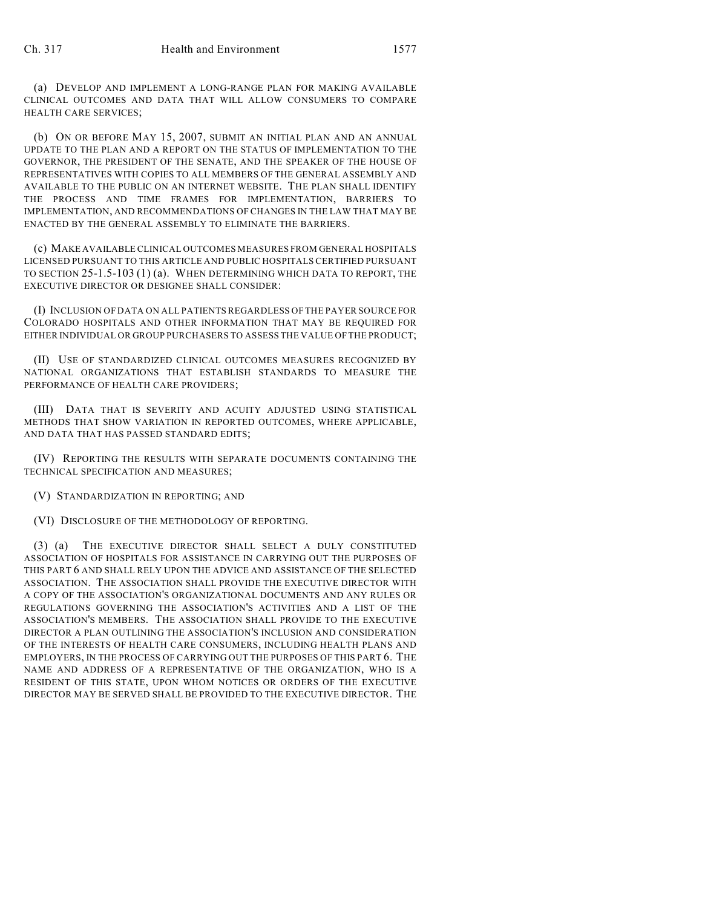(a) DEVELOP AND IMPLEMENT A LONG-RANGE PLAN FOR MAKING AVAILABLE CLINICAL OUTCOMES AND DATA THAT WILL ALLOW CONSUMERS TO COMPARE HEALTH CARE SERVICES;

(b) ON OR BEFORE MAY 15, 2007, SUBMIT AN INITIAL PLAN AND AN ANNUAL UPDATE TO THE PLAN AND A REPORT ON THE STATUS OF IMPLEMENTATION TO THE GOVERNOR, THE PRESIDENT OF THE SENATE, AND THE SPEAKER OF THE HOUSE OF REPRESENTATIVES WITH COPIES TO ALL MEMBERS OF THE GENERAL ASSEMBLY AND AVAILABLE TO THE PUBLIC ON AN INTERNET WEBSITE. THE PLAN SHALL IDENTIFY THE PROCESS AND TIME FRAMES FOR IMPLEMENTATION, BARRIERS TO IMPLEMENTATION, AND RECOMMENDATIONS OF CHANGES IN THE LAW THAT MAY BE ENACTED BY THE GENERAL ASSEMBLY TO ELIMINATE THE BARRIERS.

(c) MAKE AVAILABLE CLINICAL OUTCOMES MEASURES FROM GENERAL HOSPITALS LICENSED PURSUANT TO THIS ARTICLE AND PUBLIC HOSPITALS CERTIFIED PURSUANT TO SECTION 25-1.5-103 (1) (a). WHEN DETERMINING WHICH DATA TO REPORT, THE EXECUTIVE DIRECTOR OR DESIGNEE SHALL CONSIDER:

(I) INCLUSION OF DATA ON ALL PATIENTS REGARDLESS OF THE PAYER SOURCE FOR COLORADO HOSPITALS AND OTHER INFORMATION THAT MAY BE REQUIRED FOR EITHER INDIVIDUAL OR GROUP PURCHASERS TO ASSESS THE VALUE OF THE PRODUCT;

(II) USE OF STANDARDIZED CLINICAL OUTCOMES MEASURES RECOGNIZED BY NATIONAL ORGANIZATIONS THAT ESTABLISH STANDARDS TO MEASURE THE PERFORMANCE OF HEALTH CARE PROVIDERS;

(III) DATA THAT IS SEVERITY AND ACUITY ADJUSTED USING STATISTICAL METHODS THAT SHOW VARIATION IN REPORTED OUTCOMES, WHERE APPLICABLE, AND DATA THAT HAS PASSED STANDARD EDITS;

(IV) REPORTING THE RESULTS WITH SEPARATE DOCUMENTS CONTAINING THE TECHNICAL SPECIFICATION AND MEASURES;

(V) STANDARDIZATION IN REPORTING; AND

(VI) DISCLOSURE OF THE METHODOLOGY OF REPORTING.

(3) (a) THE EXECUTIVE DIRECTOR SHALL SELECT A DULY CONSTITUTED ASSOCIATION OF HOSPITALS FOR ASSISTANCE IN CARRYING OUT THE PURPOSES OF THIS PART 6 AND SHALL RELY UPON THE ADVICE AND ASSISTANCE OF THE SELECTED ASSOCIATION. THE ASSOCIATION SHALL PROVIDE THE EXECUTIVE DIRECTOR WITH A COPY OF THE ASSOCIATION'S ORGANIZATIONAL DOCUMENTS AND ANY RULES OR REGULATIONS GOVERNING THE ASSOCIATION'S ACTIVITIES AND A LIST OF THE ASSOCIATION'S MEMBERS. THE ASSOCIATION SHALL PROVIDE TO THE EXECUTIVE DIRECTOR A PLAN OUTLINING THE ASSOCIATION'S INCLUSION AND CONSIDERATION OF THE INTERESTS OF HEALTH CARE CONSUMERS, INCLUDING HEALTH PLANS AND EMPLOYERS, IN THE PROCESS OF CARRYING OUT THE PURPOSES OF THIS PART 6. THE NAME AND ADDRESS OF A REPRESENTATIVE OF THE ORGANIZATION, WHO IS A RESIDENT OF THIS STATE, UPON WHOM NOTICES OR ORDERS OF THE EXECUTIVE DIRECTOR MAY BE SERVED SHALL BE PROVIDED TO THE EXECUTIVE DIRECTOR. THE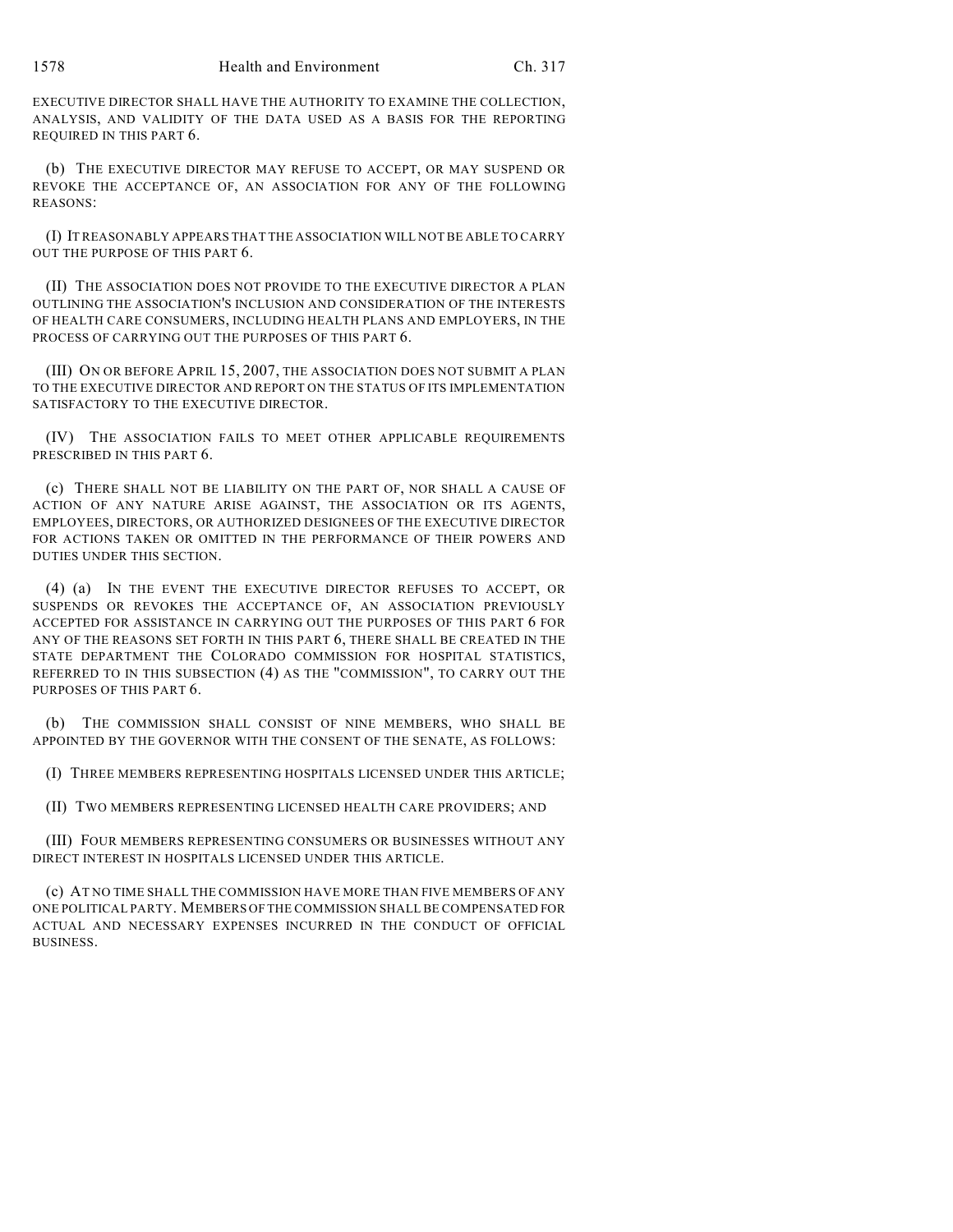EXECUTIVE DIRECTOR SHALL HAVE THE AUTHORITY TO EXAMINE THE COLLECTION, ANALYSIS, AND VALIDITY OF THE DATA USED AS A BASIS FOR THE REPORTING REQUIRED IN THIS PART 6.

(b) THE EXECUTIVE DIRECTOR MAY REFUSE TO ACCEPT, OR MAY SUSPEND OR REVOKE THE ACCEPTANCE OF, AN ASSOCIATION FOR ANY OF THE FOLLOWING REASONS:

(I) IT REASONABLY APPEARS THAT THE ASSOCIATION WILL NOT BE ABLE TO CARRY OUT THE PURPOSE OF THIS PART 6.

(II) THE ASSOCIATION DOES NOT PROVIDE TO THE EXECUTIVE DIRECTOR A PLAN OUTLINING THE ASSOCIATION'S INCLUSION AND CONSIDERATION OF THE INTERESTS OF HEALTH CARE CONSUMERS, INCLUDING HEALTH PLANS AND EMPLOYERS, IN THE PROCESS OF CARRYING OUT THE PURPOSES OF THIS PART 6.

(III) ON OR BEFORE APRIL 15, 2007, THE ASSOCIATION DOES NOT SUBMIT A PLAN TO THE EXECUTIVE DIRECTOR AND REPORT ON THE STATUS OF ITS IMPLEMENTATION SATISFACTORY TO THE EXECUTIVE DIRECTOR.

(IV) THE ASSOCIATION FAILS TO MEET OTHER APPLICABLE REQUIREMENTS PRESCRIBED IN THIS PART 6.

(c) THERE SHALL NOT BE LIABILITY ON THE PART OF, NOR SHALL A CAUSE OF ACTION OF ANY NATURE ARISE AGAINST, THE ASSOCIATION OR ITS AGENTS, EMPLOYEES, DIRECTORS, OR AUTHORIZED DESIGNEES OF THE EXECUTIVE DIRECTOR FOR ACTIONS TAKEN OR OMITTED IN THE PERFORMANCE OF THEIR POWERS AND DUTIES UNDER THIS SECTION.

(4) (a) IN THE EVENT THE EXECUTIVE DIRECTOR REFUSES TO ACCEPT, OR SUSPENDS OR REVOKES THE ACCEPTANCE OF, AN ASSOCIATION PREVIOUSLY ACCEPTED FOR ASSISTANCE IN CARRYING OUT THE PURPOSES OF THIS PART 6 FOR ANY OF THE REASONS SET FORTH IN THIS PART 6, THERE SHALL BE CREATED IN THE STATE DEPARTMENT THE COLORADO COMMISSION FOR HOSPITAL STATISTICS, REFERRED TO IN THIS SUBSECTION (4) AS THE "COMMISSION", TO CARRY OUT THE PURPOSES OF THIS PART 6.

(b) THE COMMISSION SHALL CONSIST OF NINE MEMBERS, WHO SHALL BE APPOINTED BY THE GOVERNOR WITH THE CONSENT OF THE SENATE, AS FOLLOWS:

(I) THREE MEMBERS REPRESENTING HOSPITALS LICENSED UNDER THIS ARTICLE;

(II) TWO MEMBERS REPRESENTING LICENSED HEALTH CARE PROVIDERS; AND

(III) FOUR MEMBERS REPRESENTING CONSUMERS OR BUSINESSES WITHOUT ANY DIRECT INTEREST IN HOSPITALS LICENSED UNDER THIS ARTICLE.

(c) AT NO TIME SHALL THE COMMISSION HAVE MORE THAN FIVE MEMBERS OF ANY ONE POLITICAL PARTY. MEMBERS OF THE COMMISSION SHALL BE COMPENSATED FOR ACTUAL AND NECESSARY EXPENSES INCURRED IN THE CONDUCT OF OFFICIAL BUSINESS.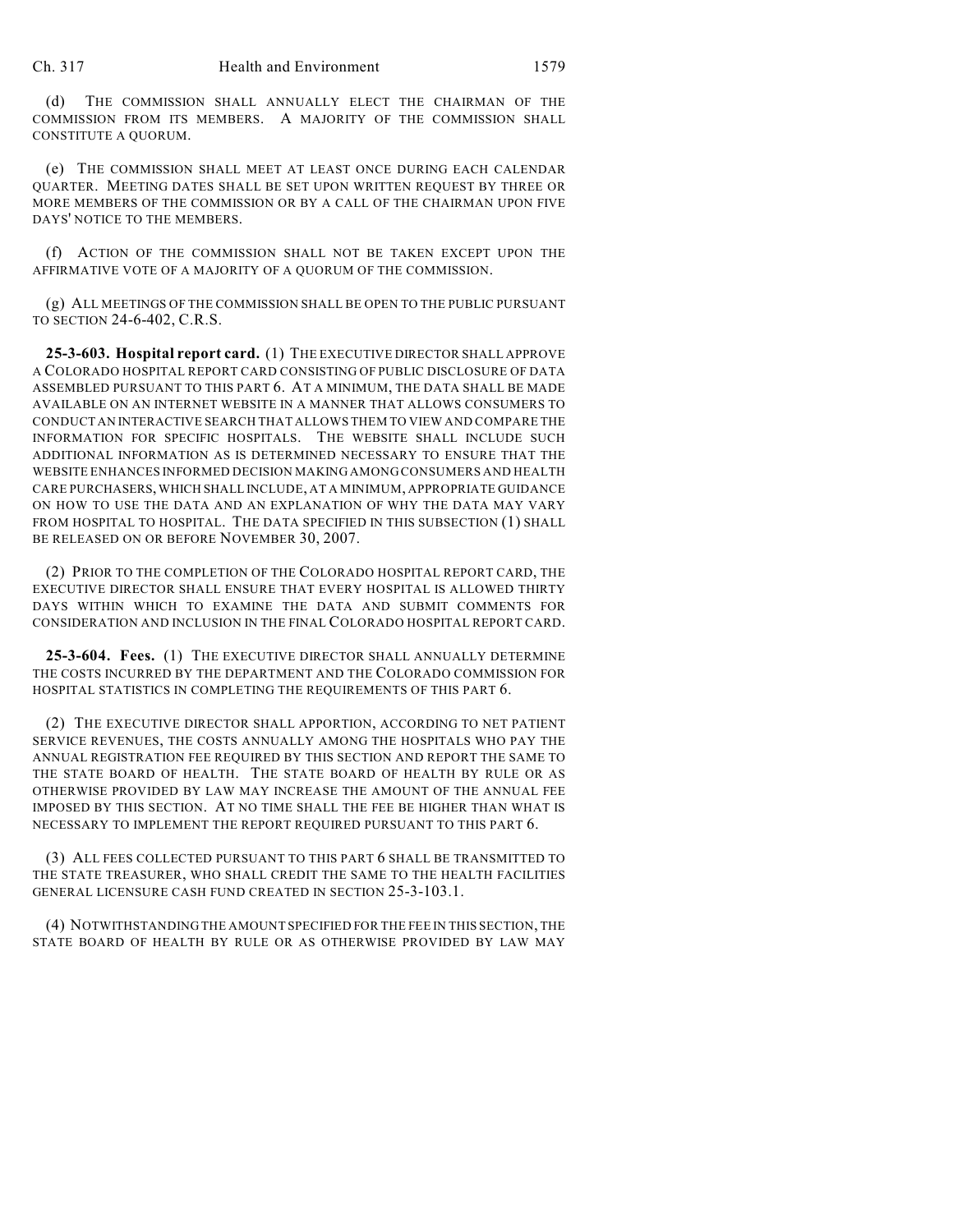(d) THE COMMISSION SHALL ANNUALLY ELECT THE CHAIRMAN OF THE COMMISSION FROM ITS MEMBERS. A MAJORITY OF THE COMMISSION SHALL CONSTITUTE A QUORUM.

(e) THE COMMISSION SHALL MEET AT LEAST ONCE DURING EACH CALENDAR QUARTER. MEETING DATES SHALL BE SET UPON WRITTEN REQUEST BY THREE OR MORE MEMBERS OF THE COMMISSION OR BY A CALL OF THE CHAIRMAN UPON FIVE DAYS' NOTICE TO THE MEMBERS.

(f) ACTION OF THE COMMISSION SHALL NOT BE TAKEN EXCEPT UPON THE AFFIRMATIVE VOTE OF A MAJORITY OF A QUORUM OF THE COMMISSION.

(g) ALL MEETINGS OF THE COMMISSION SHALL BE OPEN TO THE PUBLIC PURSUANT TO SECTION 24-6-402, C.R.S.

**25-3-603. Hospital report card.** (1) THE EXECUTIVE DIRECTOR SHALL APPROVE A COLORADO HOSPITAL REPORT CARD CONSISTING OF PUBLIC DISCLOSURE OF DATA ASSEMBLED PURSUANT TO THIS PART 6. AT A MINIMUM, THE DATA SHALL BE MADE AVAILABLE ON AN INTERNET WEBSITE IN A MANNER THAT ALLOWS CONSUMERS TO CONDUCT AN INTERACTIVE SEARCH THAT ALLOWS THEM TO VIEW AND COMPARE THE INFORMATION FOR SPECIFIC HOSPITALS. THE WEBSITE SHALL INCLUDE SUCH ADDITIONAL INFORMATION AS IS DETERMINED NECESSARY TO ENSURE THAT THE WEBSITE ENHANCES INFORMED DECISION MAKING AMONG CONSUMERS AND HEALTH CARE PURCHASERS, WHICH SHALL INCLUDE, AT A MINIMUM, APPROPRIATE GUIDANCE ON HOW TO USE THE DATA AND AN EXPLANATION OF WHY THE DATA MAY VARY FROM HOSPITAL TO HOSPITAL. THE DATA SPECIFIED IN THIS SUBSECTION (1) SHALL BE RELEASED ON OR BEFORE NOVEMBER 30, 2007.

(2) PRIOR TO THE COMPLETION OF THE COLORADO HOSPITAL REPORT CARD, THE EXECUTIVE DIRECTOR SHALL ENSURE THAT EVERY HOSPITAL IS ALLOWED THIRTY DAYS WITHIN WHICH TO EXAMINE THE DATA AND SUBMIT COMMENTS FOR CONSIDERATION AND INCLUSION IN THE FINAL COLORADO HOSPITAL REPORT CARD.

**25-3-604. Fees.** (1) THE EXECUTIVE DIRECTOR SHALL ANNUALLY DETERMINE THE COSTS INCURRED BY THE DEPARTMENT AND THE COLORADO COMMISSION FOR HOSPITAL STATISTICS IN COMPLETING THE REQUIREMENTS OF THIS PART 6.

(2) THE EXECUTIVE DIRECTOR SHALL APPORTION, ACCORDING TO NET PATIENT SERVICE REVENUES, THE COSTS ANNUALLY AMONG THE HOSPITALS WHO PAY THE ANNUAL REGISTRATION FEE REQUIRED BY THIS SECTION AND REPORT THE SAME TO THE STATE BOARD OF HEALTH. THE STATE BOARD OF HEALTH BY RULE OR AS OTHERWISE PROVIDED BY LAW MAY INCREASE THE AMOUNT OF THE ANNUAL FEE IMPOSED BY THIS SECTION. AT NO TIME SHALL THE FEE BE HIGHER THAN WHAT IS NECESSARY TO IMPLEMENT THE REPORT REQUIRED PURSUANT TO THIS PART 6.

(3) ALL FEES COLLECTED PURSUANT TO THIS PART 6 SHALL BE TRANSMITTED TO THE STATE TREASURER, WHO SHALL CREDIT THE SAME TO THE HEALTH FACILITIES GENERAL LICENSURE CASH FUND CREATED IN SECTION 25-3-103.1.

(4) NOTWITHSTANDING THE AMOUNT SPECIFIED FOR THE FEE IN THIS SECTION, THE STATE BOARD OF HEALTH BY RULE OR AS OTHERWISE PROVIDED BY LAW MAY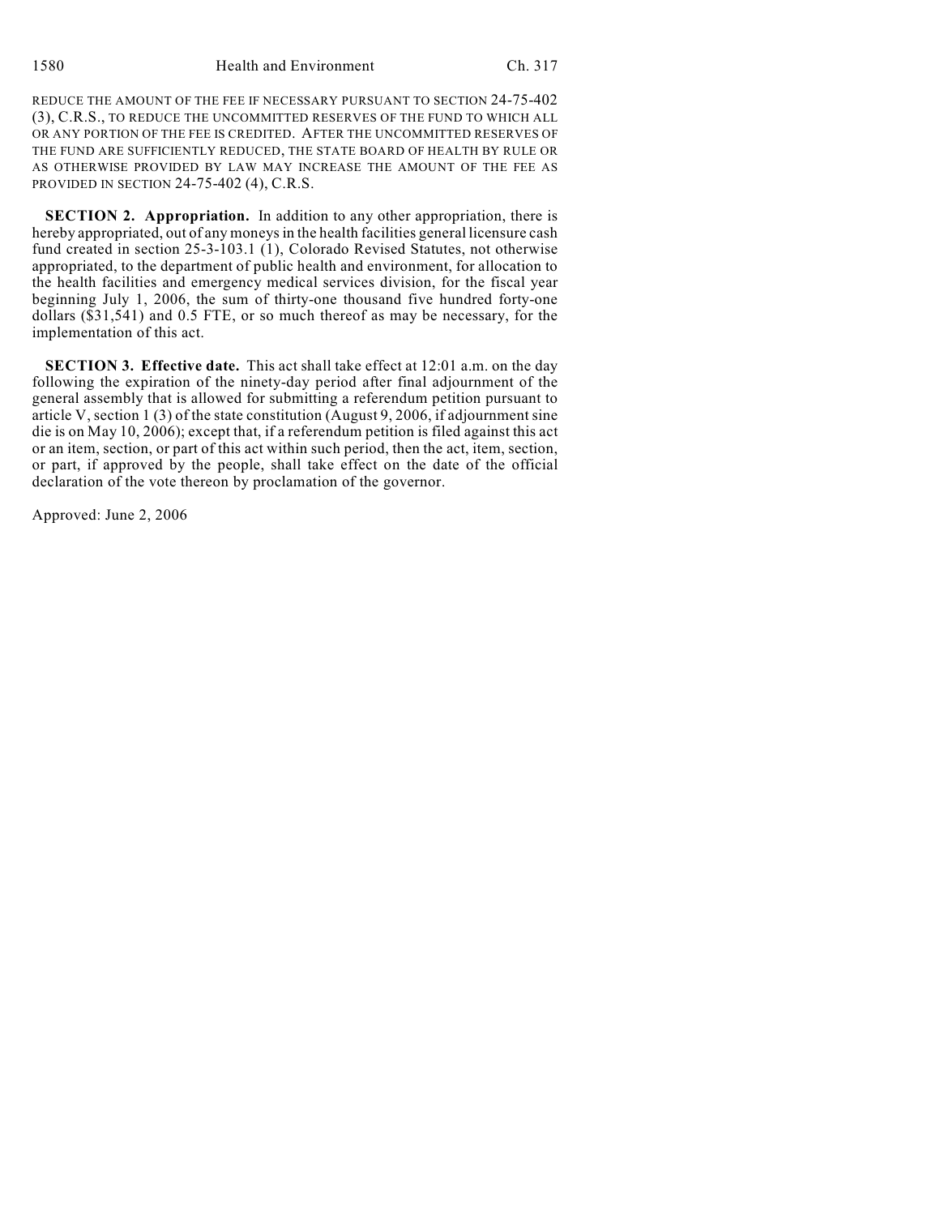REDUCE THE AMOUNT OF THE FEE IF NECESSARY PURSUANT TO SECTION 24-75-402 (3), C.R.S., TO REDUCE THE UNCOMMITTED RESERVES OF THE FUND TO WHICH ALL OR ANY PORTION OF THE FEE IS CREDITED. AFTER THE UNCOMMITTED RESERVES OF THE FUND ARE SUFFICIENTLY REDUCED, THE STATE BOARD OF HEALTH BY RULE OR AS OTHERWISE PROVIDED BY LAW MAY INCREASE THE AMOUNT OF THE FEE AS PROVIDED IN SECTION 24-75-402 (4), C.R.S.

**SECTION 2. Appropriation.** In addition to any other appropriation, there is hereby appropriated, out of any moneys in the health facilities general licensure cash fund created in section 25-3-103.1 (1), Colorado Revised Statutes, not otherwise appropriated, to the department of public health and environment, for allocation to the health facilities and emergency medical services division, for the fiscal year beginning July 1, 2006, the sum of thirty-one thousand five hundred forty-one dollars ($31,541) and 0.5 FTE, or so much thereof as may be necessary, for the implementation of this act.

**SECTION 3. Effective date.** This act shall take effect at 12:01 a.m. on the day following the expiration of the ninety-day period after final adjournment of the general assembly that is allowed for submitting a referendum petition pursuant to article V, section 1 (3) of the state constitution (August 9, 2006, if adjournment sine die is on May 10, 2006); except that, if a referendum petition is filed against this act or an item, section, or part of this act within such period, then the act, item, section, or part, if approved by the people, shall take effect on the date of the official declaration of the vote thereon by proclamation of the governor.

Approved: June 2, 2006